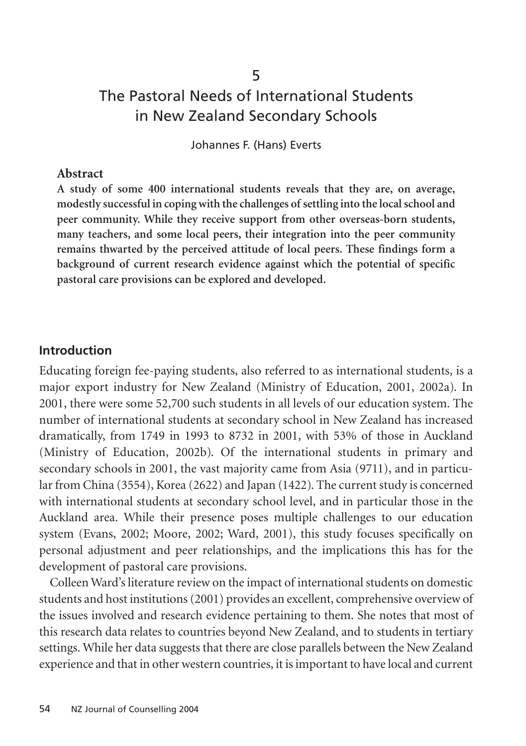5

# The Pastoral Needs of International Students in New Zealand Secondary Schools

Johannes F. (Hans) Everts

### Abstract

**A study of some 400 international students reveals that they are, on average, modestly successful in coping with the challenges of settling into the local school and peer community. While they receive support from other overseas-born students, many teachers, and some local peers, their integration into the peer community remains thwarted by the perceived attitude of local peers. These findings form a background of current research evidence against which the potential of specific pastoral care provisions can be explored and developed.**

## Introduction

Educating foreign fee-paying students, also referred to as international students, is a major export industry for New Zealand (Ministry of Education, 2001, 2002a). In 2001, there were some 52,700 such students in all levels of our education system. The number of international students at secondary school in New Zealand has increased dramatically, from 1749 in 1993 to 8732 in 2001, with 53% of those in Auckland (Ministry of Education, 2002b). Of the international students in primary and secondary schools in 2001, the vast majority came from Asia (9711), and in particular from China (3554), Korea (2622) and Japan (1422). The current study is concerned with international students at secondary school level, and in particular those in the Auckland area. While their presence poses multiple challenges to our education system (Evans, 2002; Moore, 2002; Ward, 2001), this study focuses specifically on personal adjustment and peer relationships, and the implications this has for the development of pastoral care provisions.

Colleen Ward's literature review on the impact of international students on domestic students and host institutions (2001) provides an excellent, comprehensive overview of the issues involved and research evidence pertaining to them. She notes that most of this research data relates to countries beyond New Zealand, and to students in tertiary settings. While her data suggests that there are close parallels between the New Zealand experience and that in other western countries, it is important to have local and current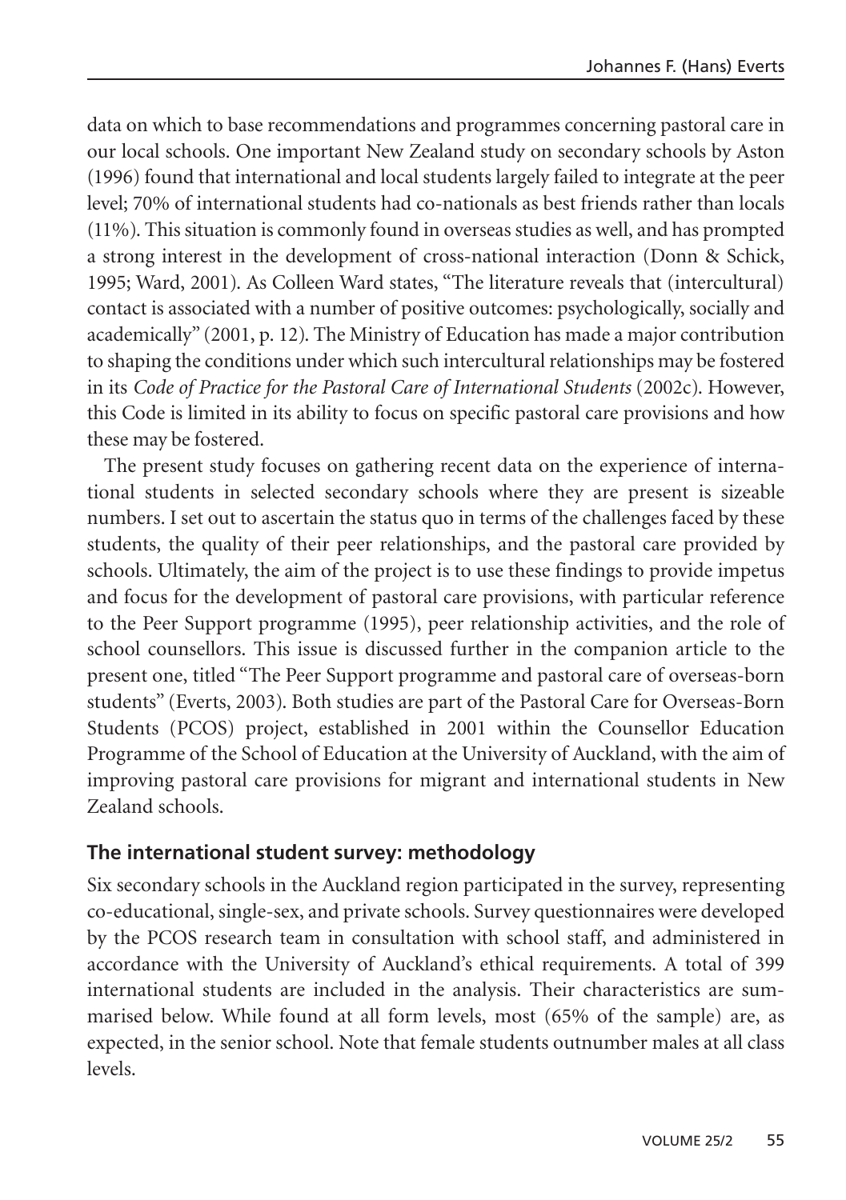data on which to base recommendations and programmes concerning pastoral care in our local schools. One important New Zealand study on secondary schools by Aston (1996) found that international and local students largely failed to integrate at the peer level; 70% of international students had co-nationals as best friends rather than locals (11%). This situation is commonly found in overseas studies as well, and has prompted a strong interest in the development of cross-national interaction (Donn & Schick, 1995; Ward, 2001). As Colleen Ward states, "The literature reveals that (intercultural) contact is associated with a number of positive outcomes: psychologically, socially and academically" (2001, p. 12). The Ministry of Education has made a major contribution to shaping the conditions under which such intercultural relationships may be fostered in its *Code of Practice for the Pastoral Care of International Students* (2002c). However, this Code is limited in its ability to focus on specific pastoral care provisions and how these may be fostered.

The present study focuses on gathering recent data on the experience of international students in selected secondary schools where they are present is sizeable numbers. I set out to ascertain the status quo in terms of the challenges faced by these students, the quality of their peer relationships, and the pastoral care provided by schools. Ultimately, the aim of the project is to use these findings to provide impetus and focus for the development of pastoral care provisions, with particular reference to the Peer Support programme (1995), peer relationship activities, and the role of school counsellors. This issue is discussed further in the companion article to the present one, titled "The Peer Support programme and pastoral care of overseas-born students" (Everts, 2003). Both studies are part of the Pastoral Care for Overseas-Born Students (PCOS) project, established in 2001 within the Counsellor Education Programme of the School of Education at the University of Auckland, with the aim of improving pastoral care provisions for migrant and international students in New Zealand schools.

## The international student survey: methodology

Six secondary schools in the Auckland region participated in the survey, representing co-educational, single-sex, and private schools. Survey questionnaires were developed by the PCOS research team in consultation with school staff, and administered in accordance with the University of Auckland's ethical requirements. A total of 399 international students are included in the analysis. Their characteristics are summarised below. While found at all form levels, most (65% of the sample) are, as expected, in the senior school. Note that female students outnumber males at all class levels.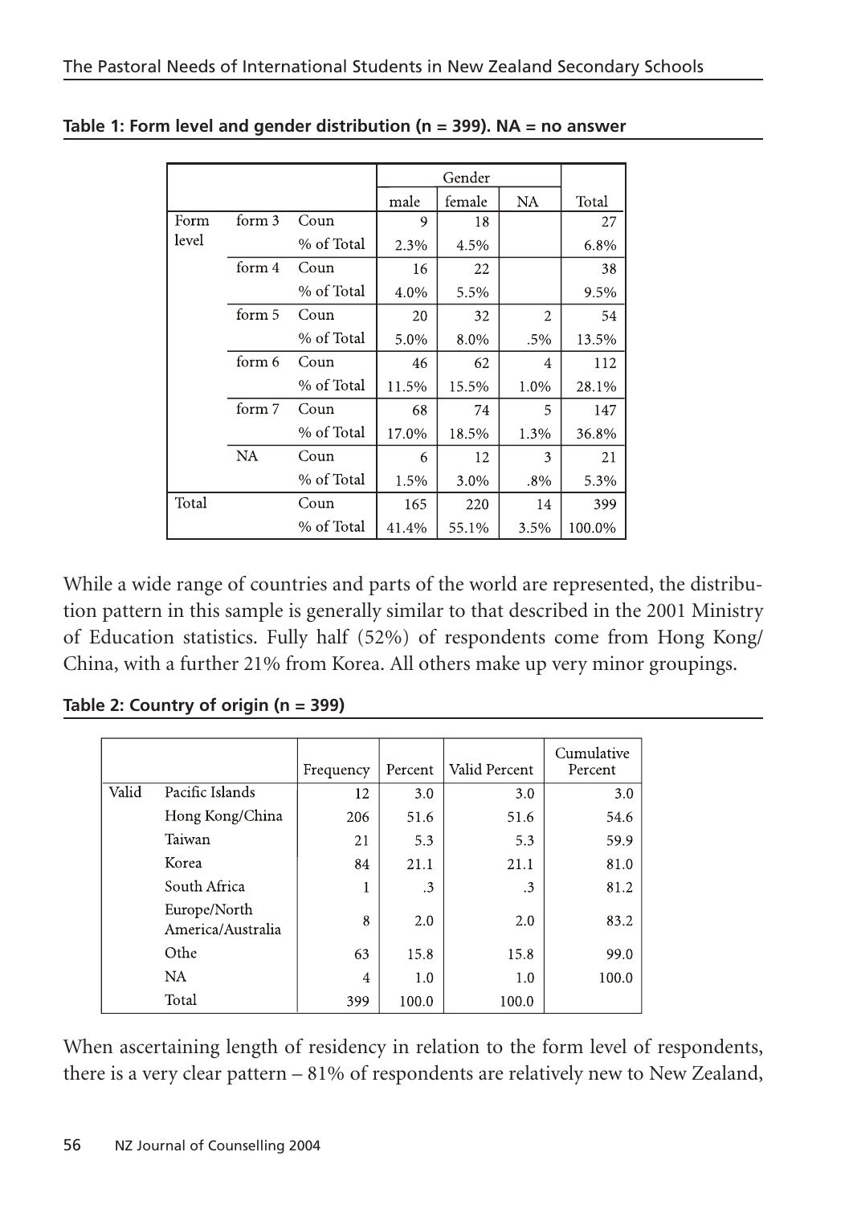**Table 1: Form level and gender distribution (n = 399). NA = no answer**

| | | | Gender | | | |
|---|---|---|---|---|---|---|
| | | | male | female | NA | Total |
| Form level | form 3 | Coun | 9 | 18 | | 27 |
| | | % of Total | 2.3% | 4.5% | | 6.8% |
| | form 4 | Coun | 16 | 22 | | 38 |
| | | % of Total | 4.0% | 5.5% | | 9.5% |
| | form 5 | Coun | 20 | 32 | 2 | 54 |
| | | % of Total | 5.0% | 8.0% | .5% | 13.5% |
| | form 6 | Coun | 46 | 62 | 4 | 112 |
| | | % of Total | 11.5% | 15.5% | 1.0% | 28.1% |
| | form 7 | Coun | 68 | 74 | 5 | 147 |
| | | % of Total | 17.0% | 18.5% | 1.3% | 36.8% |
| | NA | Coun | 6 | 12 | 3 | 21 |
| | | % of Total | 1.5% | 3.0% | .8% | 5.3% |
| Total | | Coun | 165 | 220 | 14 | 399 |
| | | % of Total | 41.4% | 55.1% | 3.5% | 100.0% |

While a wide range of countries and parts of the world are represented, the distribution pattern in this sample is generally similar to that described in the 2001 Ministry of Education statistics. Fully half (52%) of respondents come from Hong Kong/ China, with a further 21% from Korea. All others make up very minor groupings.

**Table 2: Country of origin (n = 399)**

| | | Frequency | Percent | Valid Percent | Cumulative Percent |
|---|---|---|---|---|---|
| Valid | Pacific Islands | 12 | 3.0 | 3.0 | 3.0 |
| | Hong Kong/China | 206 | 51.6 | 51.6 | 54.6 |
| | Taiwan | 21 | 5.3 | 5.3 | 59.9 |
| | Korea | 84 | 21.1 | 21.1 | 81.0 |
| | South Africa | 1 | .3 | .3 | 81.2 |
| | Europe/North America/Australia | 8 | 2.0 | 2.0 | 83.2 |
| | Othe | 63 | 15.8 | 15.8 | 99.0 |
| | NA | 4 | 1.0 | 1.0 | 100.0 |
| | Total | 399 | 100.0 | 100.0 | |

When ascertaining length of residency in relation to the form level of respondents, there is a very clear pattern – 81% of respondents are relatively new to New Zealand,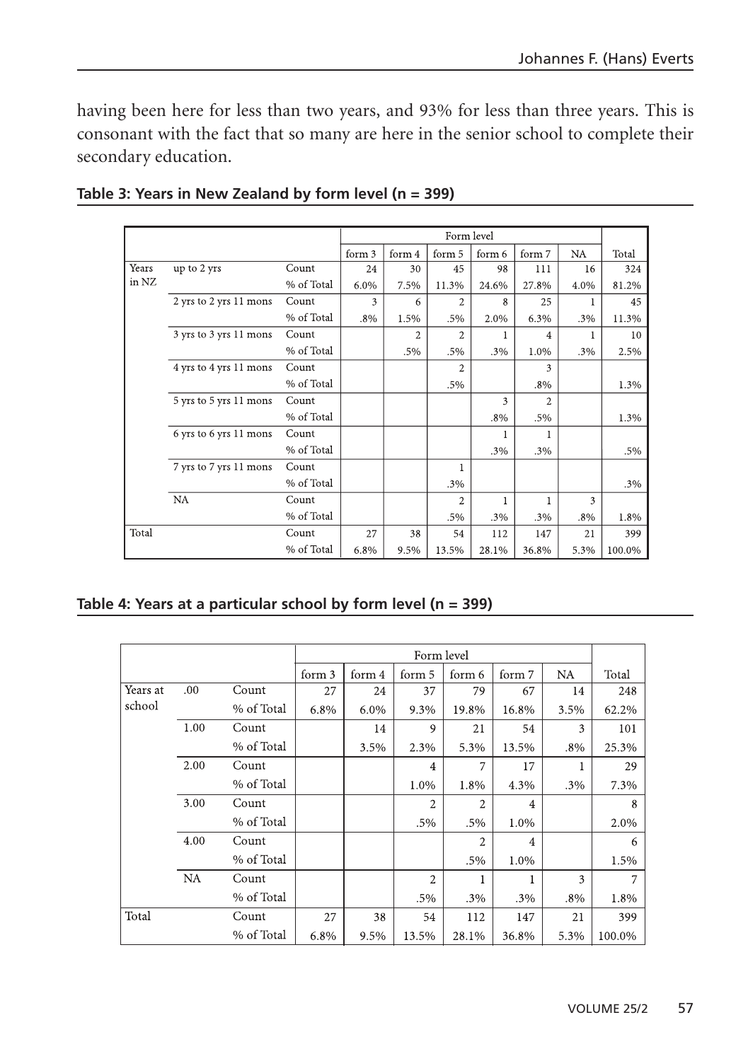having been here for less than two years, and 93% for less than three years. This is consonant with the fact that so many are here in the senior school to complete their secondary education.

**Table 3: Years in New Zealand by form level (n = 399)**

| | | | Form level | | | | | | |
|---|---|---|---|---|---|---|---|---|---|
| | | | form 3 | form 4 | form 5 | form 6 | form 7 | NA | Total |
| Years in NZ | up to 2 yrs | Count | 24 | 30 | 45 | 98 | 111 | 16 | 324 |
| | | % of Total | 6.0% | 7.5% | 11.3% | 24.6% | 27.8% | 4.0% | 81.2% |
| | 2 yrs to 2 yrs 11 mons | Count | 3 | 6 | 2 | 8 | 25 | 1 | 45 |
| | | % of Total | .8% | 1.5% | .5% | 2.0% | 6.3% | .3% | 11.3% |
| | 3 yrs to 3 yrs 11 mons | Count | | 2 | 2 | 1 | 4 | 1 | 10 |
| | | % of Total | | .5% | .5% | .3% | 1.0% | .3% | 2.5% |
| | 4 yrs to 4 yrs 11 mons | Count | | | 2 | | 3 | | |
| | | % of Total | | | .5% | | .8% | | 1.3% |
| | 5 yrs to 5 yrs 11 mons | Count | | | | 3 | 2 | | |
| | | % of Total | | | | .8% | .5% | | 1.3% |
| | 6 yrs to 6 yrs 11 mons | Count | | | | 1 | 1 | | |
| | | % of Total | | | | .3% | .3% | | .5% |
| | 7 yrs to 7 yrs 11 mons | Count | | | 1 | | | | |
| | | % of Total | | | .3% | | | | .3% |
| | NA | Count | | | 2 | 1 | 1 | 3 | |
| | | % of Total | | | .5% | .3% | .3% | .8% | 1.8% |
| Total | | Count | 27 | 38 | 54 | 112 | 147 | 21 | 399 |
| | | % of Total | 6.8% | 9.5% | 13.5% | 28.1% | 36.8% | 5.3% | 100.0% |

**Table 4: Years at a particular school by form level (n = 399)**

| | | | Form level | | | | | | |
|---|---|---|---|---|---|---|---|---|---|
| | | | form 3 | form 4 | form 5 | form 6 | form 7 | NA | Total |
| Years at school | .00 | Count | 27 | 24 | 37 | 79 | 67 | 14 | 248 |
| | | % of Total | 6.8% | 6.0% | 9.3% | 19.8% | 16.8% | 3.5% | 62.2% |
| | 1.00 | Count | | 14 | 9 | 21 | 54 | 3 | 101 |
| | | % of Total | | 3.5% | 2.3% | 5.3% | 13.5% | .8% | 25.3% |
| | 2.00 | Count | | | 4 | 7 | 17 | 1 | 29 |
| | | % of Total | | | 1.0% | 1.8% | 4.3% | .3% | 7.3% |
| | 3.00 | Count | | | 2 | 2 | 4 | | 8 |
| | | % of Total | | | .5% | .5% | 1.0% | | 2.0% |
| | 4.00 | Count | | | | 2 | 4 | | 6 |
| | | % of Total | | | | .5% | 1.0% | | 1.5% |
| | NA | Count | | | 2 | 1 | 1 | 3 | 7 |
| | | % of Total | | | .5% | .3% | .3% | .8% | 1.8% |
| Total | | Count | 27 | 38 | 54 | 112 | 147 | 21 | 399 |
| | | % of Total | 6.8% | 9.5% | 13.5% | 28.1% | 36.8% | 5.3% | 100.0% |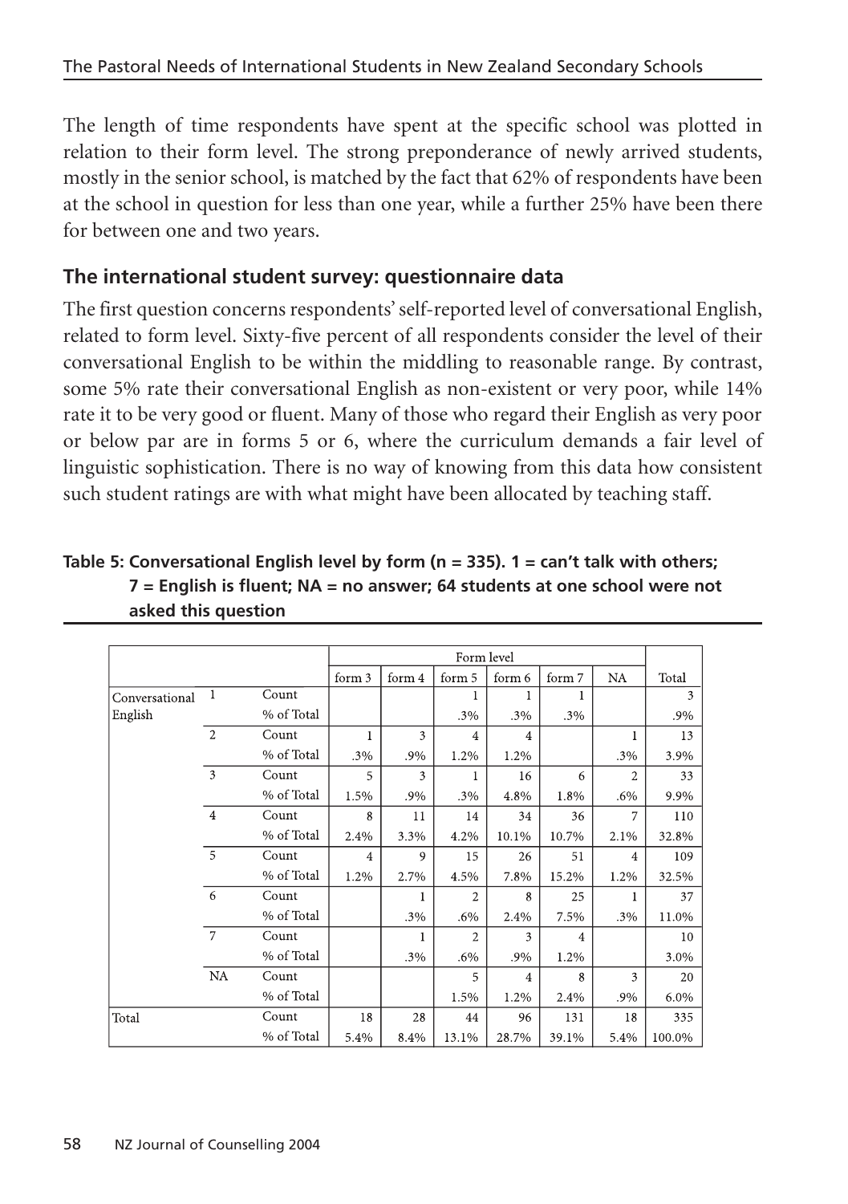The length of time respondents have spent at the specific school was plotted in relation to their form level. The strong preponderance of newly arrived students, mostly in the senior school, is matched by the fact that 62% of respondents have been at the school in question for less than one year, while a further 25% have been there for between one and two years.

## The international student survey: questionnaire data

The first question concerns respondents' self-reported level of conversational English, related to form level. Sixty-five percent of all respondents consider the level of their conversational English to be within the middling to reasonable range. By contrast, some 5% rate their conversational English as non-existent or very poor, while 14% rate it to be very good or fluent. Many of those who regard their English as very poor or below par are in forms 5 or 6, where the curriculum demands a fair level of linguistic sophistication. There is no way of knowing from this data how consistent such student ratings are with what might have been allocated by teaching staff.

**Table 5: Conversational English level by form (n = 335). 1 = can't talk with others; 7 = English is fluent; NA = no answer; 64 students at one school were not asked this question**

| | | | Form level | | | | | | |
|---|---|---|---|---|---|---|---|---|---|
| | | | form 3 | form 4 | form 5 | form 6 | form 7 | NA | Total |
| Conversational English | 1 | Count | | | 1 | 1 | 1 | | 3 |
| | | % of Total | | | .3% | .3% | .3% | | .9% |
| | 2 | Count | 1 | 3 | 4 | 4 | | 1 | 13 |
| | | % of Total | .3% | .9% | 1.2% | 1.2% | | .3% | 3.9% |
| | 3 | Count | 5 | 3 | 1 | 16 | 6 | 2 | 33 |
| | | % of Total | 1.5% | .9% | .3% | 4.8% | 1.8% | .6% | 9.9% |
| | 4 | Count | 8 | 11 | 14 | 34 | 36 | 7 | 110 |
| | | % of Total | 2.4% | 3.3% | 4.2% | 10.1% | 10.7% | 2.1% | 32.8% |
| | 5 | Count | 4 | 9 | 15 | 26 | 51 | 4 | 109 |
| | | % of Total | 1.2% | 2.7% | 4.5% | 7.8% | 15.2% | 1.2% | 32.5% |
| | 6 | Count | | 1 | 2 | 8 | 25 | 1 | 37 |
| | | % of Total | | .3% | .6% | 2.4% | 7.5% | .3% | 11.0% |
| | 7 | Count | | 1 | 2 | 3 | 4 | | 10 |
| | | % of Total | | .3% | .6% | .9% | 1.2% | | 3.0% |
| | NA | Count | | | 5 | 4 | 8 | 3 | 20 |
| | | % of Total | | | 1.5% | 1.2% | 2.4% | .9% | 6.0% |
| Total | | Count | 18 | 28 | 44 | 96 | 131 | 18 | 335 |
| | | % of Total | 5.4% | 8.4% | 13.1% | 28.7% | 39.1% | 5.4% | 100.0% |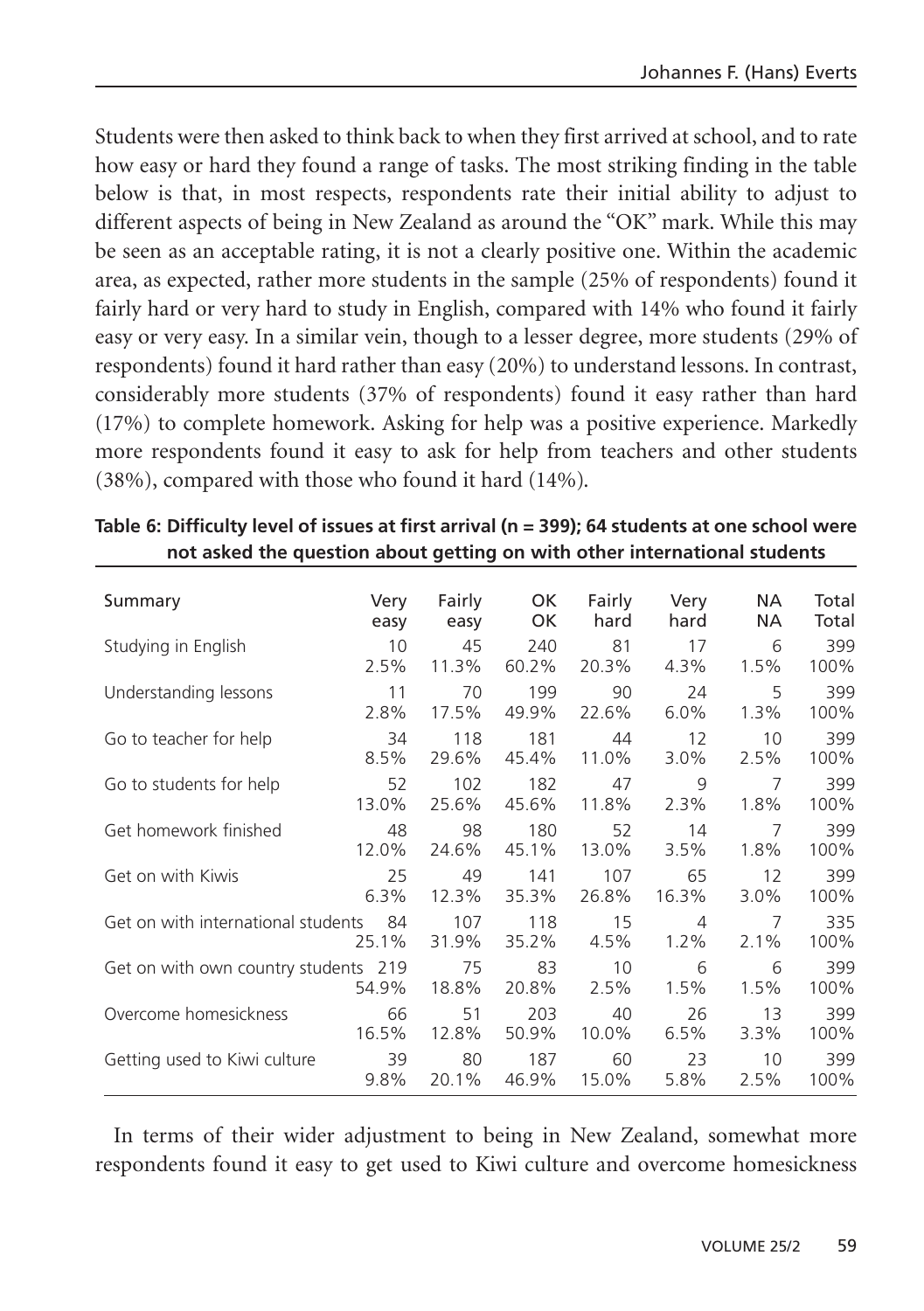Students were then asked to think back to when they first arrived at school, and to rate how easy or hard they found a range of tasks. The most striking finding in the table below is that, in most respects, respondents rate their initial ability to adjust to different aspects of being in New Zealand as around the "OK" mark. While this may be seen as an acceptable rating, it is not a clearly positive one. Within the academic area, as expected, rather more students in the sample (25% of respondents) found it fairly hard or very hard to study in English, compared with 14% who found it fairly easy or very easy. In a similar vein, though to a lesser degree, more students (29% of respondents) found it hard rather than easy (20%) to understand lessons. In contrast, considerably more students (37% of respondents) found it easy rather than hard (17%) to complete homework. Asking for help was a positive experience. Markedly more respondents found it easy to ask for help from teachers and other students (38%), compared with those who found it hard (14%).

**Table 6: Difficulty level of issues at first arrival (n = 399); 64 students at one school were not asked the question about getting on with other international students**

| Summary | Very easy | Fairly easy | OK OK | Fairly hard | Very hard | NA NA | Total Total |
|---|---|---|---|---|---|---|---|
| Studying in English | 10<br>2.5% | 45<br>11.3% | 240<br>60.2% | 81<br>20.3% | 17<br>4.3% | 6<br>1.5% | 399<br>100% |
| Understanding lessons | 11<br>2.8% | 70<br>17.5% | 199<br>49.9% | 90<br>22.6% | 24<br>6.0% | 5<br>1.3% | 399<br>100% |
| Go to teacher for help | 34<br>8.5% | 118<br>29.6% | 181<br>45.4% | 44<br>11.0% | 12<br>3.0% | 10<br>2.5% | 399<br>100% |
| Go to students for help | 52<br>13.0% | 102<br>25.6% | 182<br>45.6% | 47<br>11.8% | 9<br>2.3% | 7<br>1.8% | 399<br>100% |
| Get homework finished | 48<br>12.0% | 98<br>24.6% | 180<br>45.1% | 52<br>13.0% | 14<br>3.5% | 7<br>1.8% | 399<br>100% |
| Get on with Kiwis | 25<br>6.3% | 49<br>12.3% | 141<br>35.3% | 107<br>26.8% | 65<br>16.3% | 12<br>3.0% | 399<br>100% |
| Get on with international students | 84<br>25.1% | 107<br>31.9% | 118<br>35.2% | 15<br>4.5% | 4<br>1.2% | 7<br>2.1% | 335<br>100% |
| Get on with own country students | 219<br>54.9% | 75<br>18.8% | 83<br>20.8% | 10<br>2.5% | 6<br>1.5% | 6<br>1.5% | 399<br>100% |
| Overcome homesickness | 66<br>16.5% | 51<br>12.8% | 203<br>50.9% | 40<br>10.0% | 26<br>6.5% | 13<br>3.3% | 399<br>100% |
| Getting used to Kiwi culture | 39<br>9.8% | 80<br>20.1% | 187<br>46.9% | 60<br>15.0% | 23<br>5.8% | 10<br>2.5% | 399<br>100% |

In terms of their wider adjustment to being in New Zealand, somewhat more respondents found it easy to get used to Kiwi culture and overcome homesickness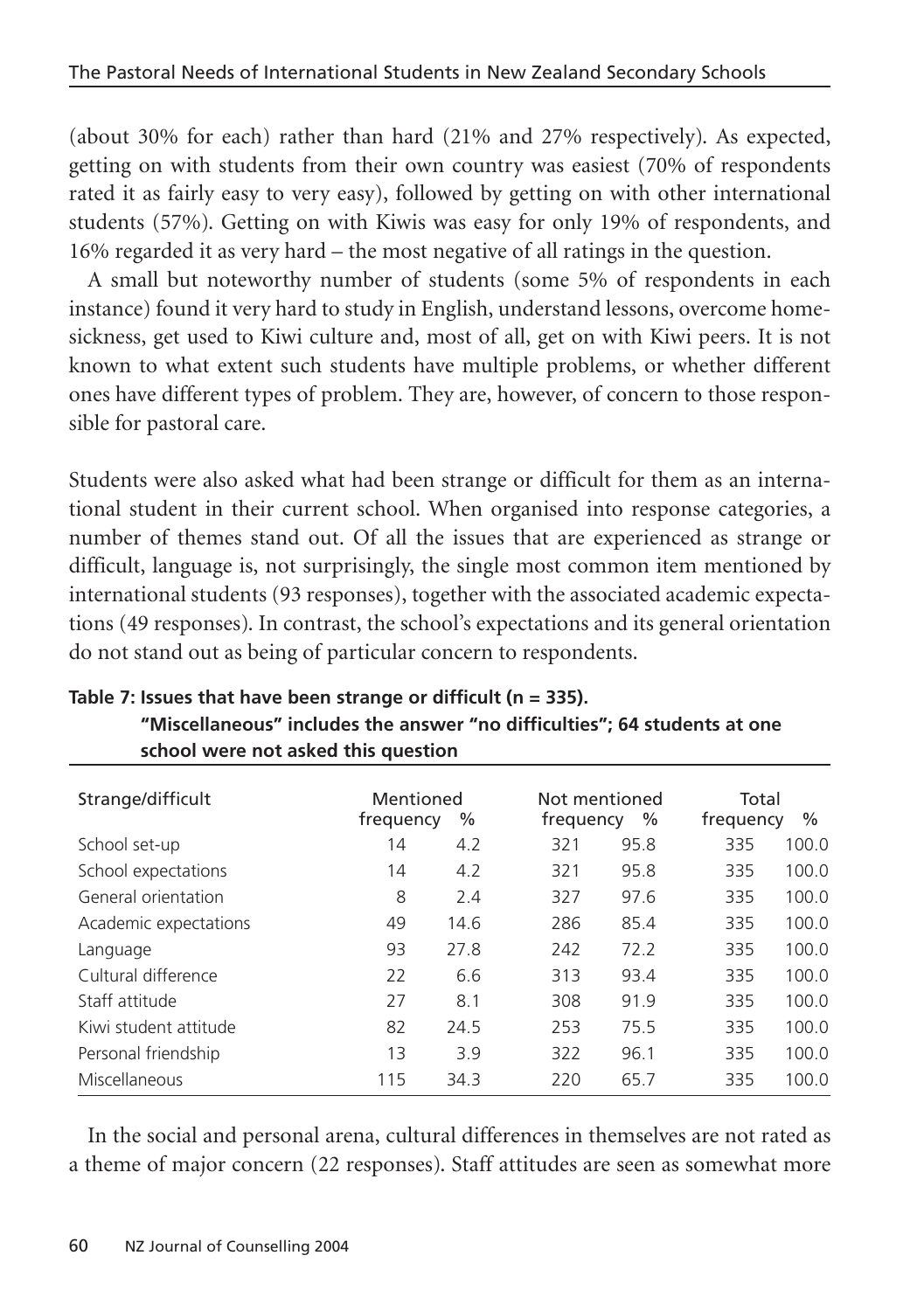(about 30% for each) rather than hard (21% and 27% respectively). As expected, getting on with students from their own country was easiest (70% of respondents rated it as fairly easy to very easy), followed by getting on with other international students (57%). Getting on with Kiwis was easy for only 19% of respondents, and 16% regarded it as very hard – the most negative of all ratings in the question.

A small but noteworthy number of students (some 5% of respondents in each instance) found it very hard to study in English, understand lessons, overcome homesickness, get used to Kiwi culture and, most of all, get on with Kiwi peers. It is not known to what extent such students have multiple problems, or whether different ones have different types of problem. They are, however, of concern to those responsible for pastoral care.

Students were also asked what had been strange or difficult for them as an international student in their current school. When organised into response categories, a number of themes stand out. Of all the issues that are experienced as strange or difficult, language is, not surprisingly, the single most common item mentioned by international students (93 responses), together with the associated academic expectations (49 responses). In contrast, the school's expectations and its general orientation do not stand out as being of particular concern to respondents.

**Table 7: Issues that have been strange or difficult (n = 335). "Miscellaneous" includes the answer "no difficulties"; 64 students at one school were not asked this question**

| Strange/difficult | Mentioned | | Not mentioned | | Total | |
|---|---|---|---|---|---|---|
| | frequency | % | frequency | % | frequency | % |
| School set-up | 14 | 4.2 | 321 | 95.8 | 335 | 100.0 |
| School expectations | 14 | 4.2 | 321 | 95.8 | 335 | 100.0 |
| General orientation | 8 | 2.4 | 327 | 97.6 | 335 | 100.0 |
| Academic expectations | 49 | 14.6 | 286 | 85.4 | 335 | 100.0 |
| Language | 93 | 27.8 | 242 | 72.2 | 335 | 100.0 |
| Cultural difference | 22 | 6.6 | 313 | 93.4 | 335 | 100.0 |
| Staff attitude | 27 | 8.1 | 308 | 91.9 | 335 | 100.0 |
| Kiwi student attitude | 82 | 24.5 | 253 | 75.5 | 335 | 100.0 |
| Personal friendship | 13 | 3.9 | 322 | 96.1 | 335 | 100.0 |
| Miscellaneous | 115 | 34.3 | 220 | 65.7 | 335 | 100.0 |

In the social and personal arena, cultural differences in themselves are not rated as a theme of major concern (22 responses). Staff attitudes are seen as somewhat more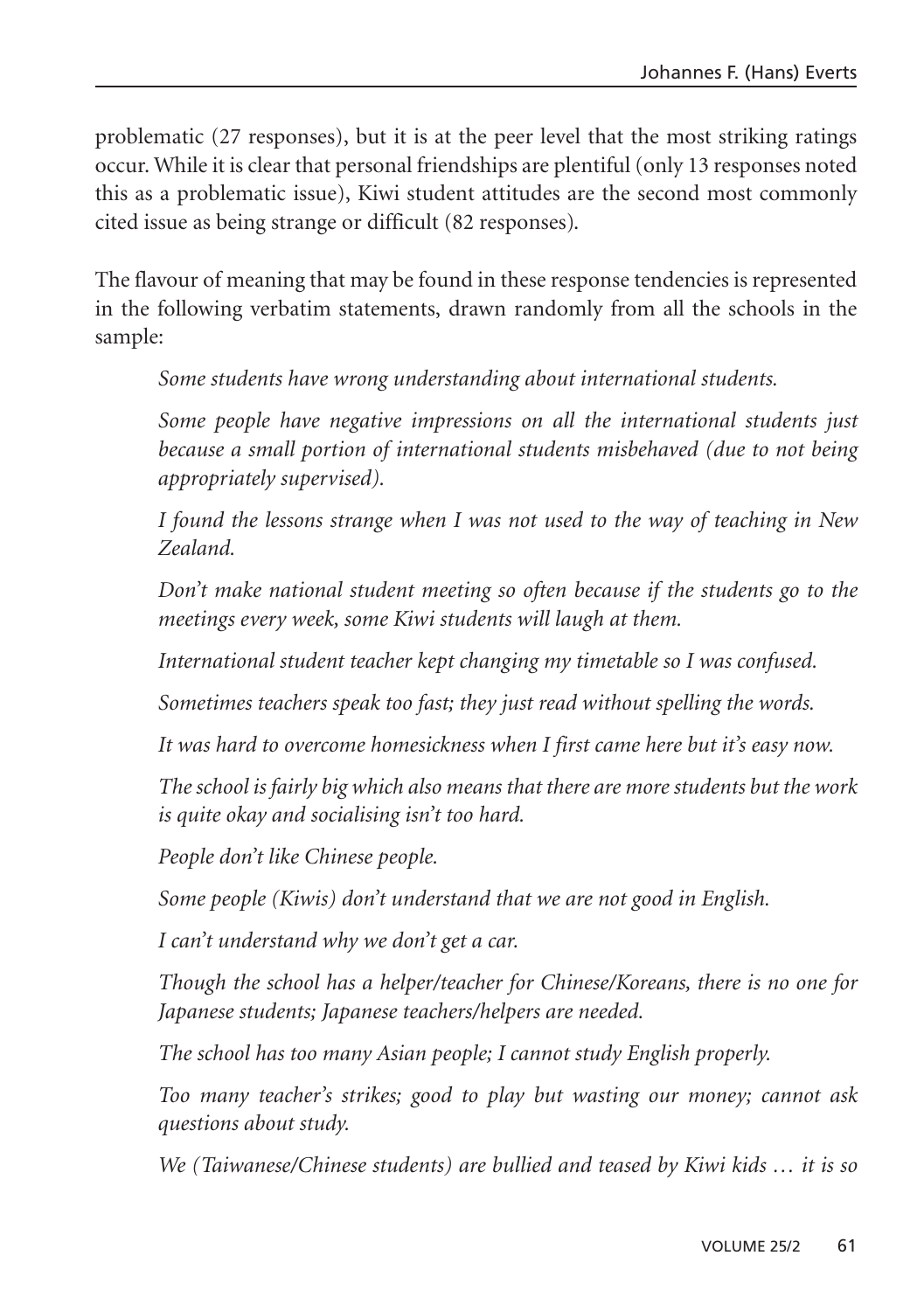problematic (27 responses), but it is at the peer level that the most striking ratings occur. While it is clear that personal friendships are plentiful (only 13 responses noted this as a problematic issue), Kiwi student attitudes are the second most commonly cited issue as being strange or difficult (82 responses).

The flavour of meaning that may be found in these response tendencies is represented in the following verbatim statements, drawn randomly from all the schools in the sample:

> *Some students have wrong understanding about international students.*
>
> *Some people have negative impressions on all the international students just because a small portion of international students misbehaved (due to not being appropriately supervised).*
>
> *I found the lessons strange when I was not used to the way of teaching in New Zealand.*
>
> *Don't make national student meeting so often because if the students go to the meetings every week, some Kiwi students will laugh at them.*
>
> *International student teacher kept changing my timetable so I was confused.*
>
> *Sometimes teachers speak too fast; they just read without spelling the words.*
>
> *It was hard to overcome homesickness when I first came here but it's easy now.*
>
> *The school is fairly big which also means that there are more students but the work is quite okay and socialising isn't too hard.*
>
> *People don't like Chinese people.*
>
> *Some people (Kiwis) don't understand that we are not good in English.*
>
> *I can't understand why we don't get a car.*
>
> *Though the school has a helper/teacher for Chinese/Koreans, there is no one for Japanese students; Japanese teachers/helpers are needed.*
>
> *The school has too many Asian people; I cannot study English properly.*
>
> *Too many teacher's strikes; good to play but wasting our money; cannot ask questions about study.*
>
> *We (Taiwanese/Chinese students) are bullied and teased by Kiwi kids … it is so*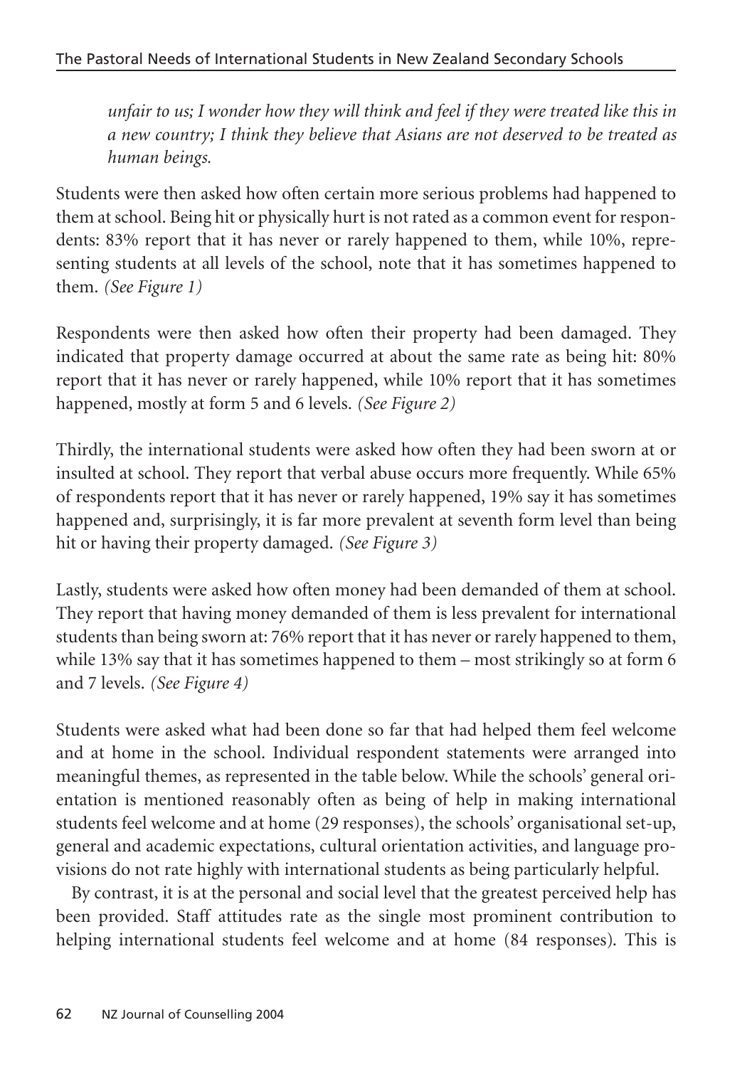*unfair to us; I wonder how they will think and feel if they were treated like this in a new country; I think they believe that Asians are not deserved to be treated as human beings.*

Students were then asked how often certain more serious problems had happened to them at school. Being hit or physically hurt is not rated as a common event for respondents: 83% report that it has never or rarely happened to them, while 10%, representing students at all levels of the school, note that it has sometimes happened to them. *(See Figure 1)*

Respondents were then asked how often their property had been damaged. They indicated that property damage occurred at about the same rate as being hit: 80% report that it has never or rarely happened, while 10% report that it has sometimes happened, mostly at form 5 and 6 levels. *(See Figure 2)*

Thirdly, the international students were asked how often they had been sworn at or insulted at school. They report that verbal abuse occurs more frequently. While 65% of respondents report that it has never or rarely happened, 19% say it has sometimes happened and, surprisingly, it is far more prevalent at seventh form level than being hit or having their property damaged. *(See Figure 3)*

Lastly, students were asked how often money had been demanded of them at school. They report that having money demanded of them is less prevalent for international students than being sworn at: 76% report that it has never or rarely happened to them, while 13% say that it has sometimes happened to them – most strikingly so at form 6 and 7 levels. *(See Figure 4)*

Students were asked what had been done so far that had helped them feel welcome and at home in the school. Individual respondent statements were arranged into meaningful themes, as represented in the table below. While the schools' general orientation is mentioned reasonably often as being of help in making international students feel welcome and at home (29 responses), the schools' organisational set-up, general and academic expectations, cultural orientation activities, and language provisions do not rate highly with international students as being particularly helpful.

By contrast, it is at the personal and social level that the greatest perceived help has been provided. Staff attitudes rate as the single most prominent contribution to helping international students feel welcome and at home (84 responses). This is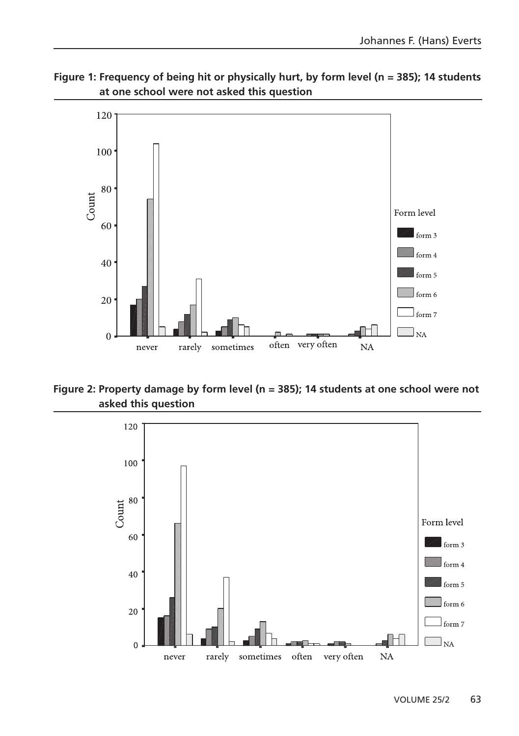**Figure 1: Frequency of being hit or physically hurt, by form level (n = 385); 14 students at one school were not asked this question**

**Figure 2: Property damage by form level (n = 385); 14 students at one school were not asked this question**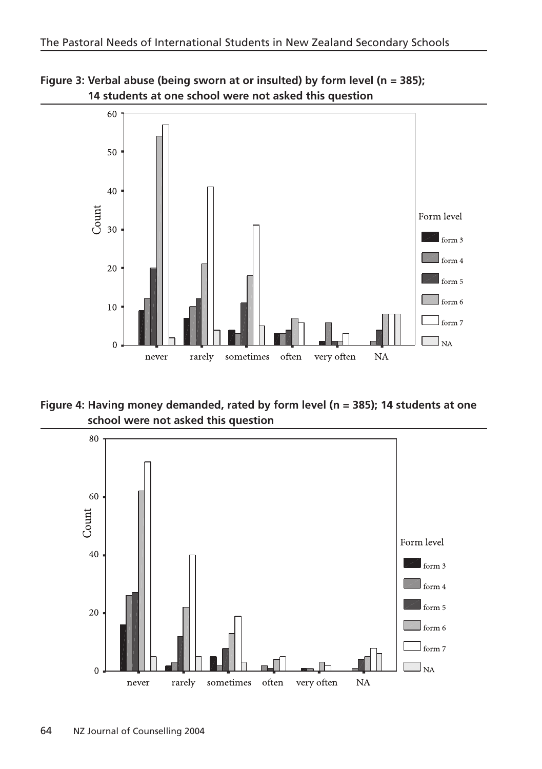**Figure 3: Verbal abuse (being sworn at or insulted) by form level (n = 385); 14 students at one school were not asked this question**

**Figure 4: Having money demanded, rated by form level (n = 385); 14 students at one school were not asked this question**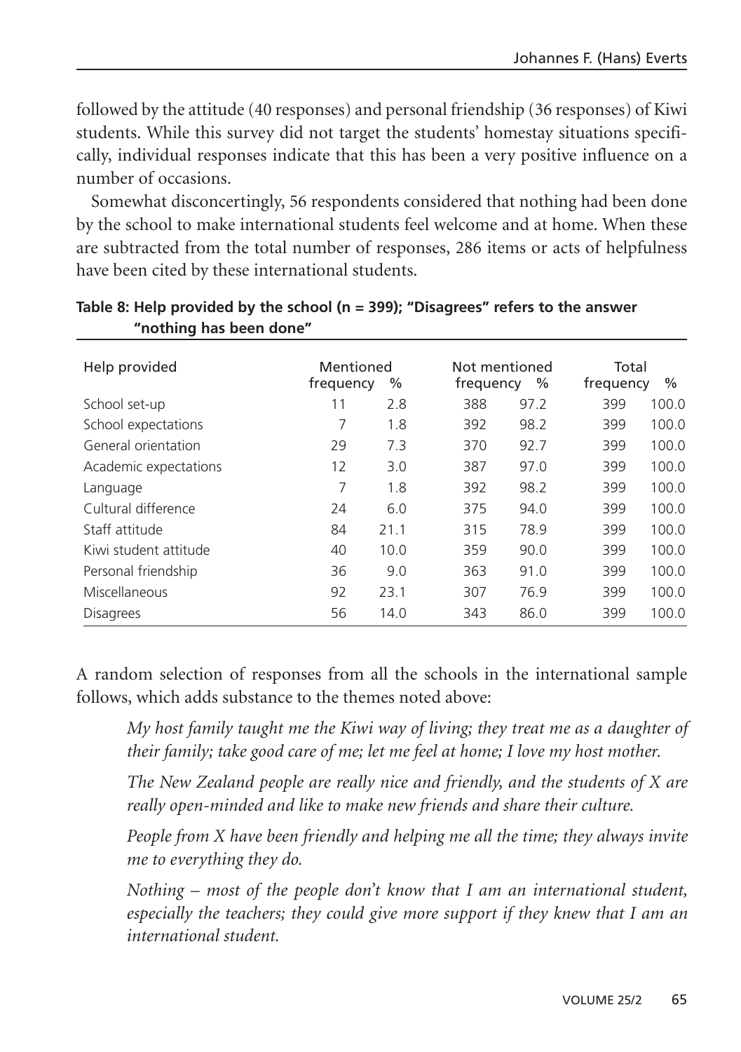followed by the attitude (40 responses) and personal friendship (36 responses) of Kiwi students. While this survey did not target the students' homestay situations specifically, individual responses indicate that this has been a very positive influence on a number of occasions.

Somewhat disconcertingly, 56 respondents considered that nothing had been done by the school to make international students feel welcome and at home. When these are subtracted from the total number of responses, 286 items or acts of helpfulness have been cited by these international students.

**Table 8: Help provided by the school (n = 399); "Disagrees" refers to the answer "nothing has been done"**

| Help provided | Mentioned | | Not mentioned | | Total | |
|---|---|---|---|---|---|---|
| | frequency | % | frequency | % | frequency | % |
| School set-up | 11 | 2.8 | 388 | 97.2 | 399 | 100.0 |
| School expectations | 7 | 1.8 | 392 | 98.2 | 399 | 100.0 |
| General orientation | 29 | 7.3 | 370 | 92.7 | 399 | 100.0 |
| Academic expectations | 12 | 3.0 | 387 | 97.0 | 399 | 100.0 |
| Language | 7 | 1.8 | 392 | 98.2 | 399 | 100.0 |
| Cultural difference | 24 | 6.0 | 375 | 94.0 | 399 | 100.0 |
| Staff attitude | 84 | 21.1 | 315 | 78.9 | 399 | 100.0 |
| Kiwi student attitude | 40 | 10.0 | 359 | 90.0 | 399 | 100.0 |
| Personal friendship | 36 | 9.0 | 363 | 91.0 | 399 | 100.0 |
| Miscellaneous | 92 | 23.1 | 307 | 76.9 | 399 | 100.0 |
| Disagrees | 56 | 14.0 | 343 | 86.0 | 399 | 100.0 |

A random selection of responses from all the schools in the international sample follows, which adds substance to the themes noted above:

> *My host family taught me the Kiwi way of living; they treat me as a daughter of their family; take good care of me; let me feel at home; I love my host mother.*
>
> *The New Zealand people are really nice and friendly, and the students of X are really open-minded and like to make new friends and share their culture.*
>
> *People from X have been friendly and helping me all the time; they always invite me to everything they do.*
>
> *Nothing – most of the people don't know that I am an international student, especially the teachers; they could give more support if they knew that I am an international student.*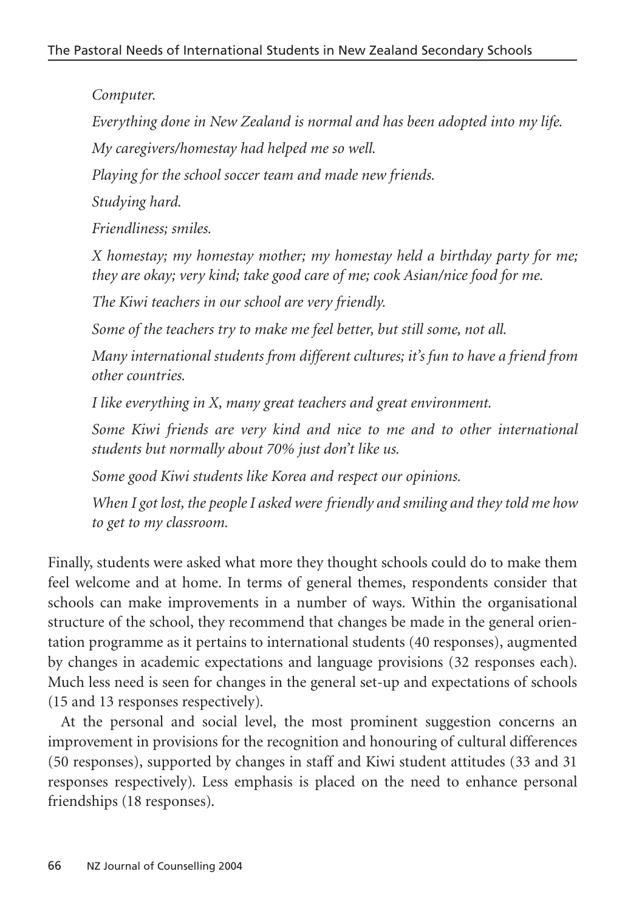*Computer.*

*Everything done in New Zealand is normal and has been adopted into my life.*

*My caregivers/homestay had helped me so well.*

*Playing for the school soccer team and made new friends.*

*Studying hard.*

*Friendliness; smiles.*

*X homestay; my homestay mother; my homestay held a birthday party for me; they are okay; very kind; take good care of me; cook Asian/nice food for me.*

*The Kiwi teachers in our school are very friendly.*

*Some of the teachers try to make me feel better, but still some, not all.*

*Many international students from different cultures; it's fun to have a friend from other countries.*

*I like everything in X, many great teachers and great environment.*

*Some Kiwi friends are very kind and nice to me and to other international students but normally about 70% just don't like us.*

*Some good Kiwi students like Korea and respect our opinions.*

*When I got lost, the people I asked were friendly and smiling and they told me how to get to my classroom.*

Finally, students were asked what more they thought schools could do to make them feel welcome and at home. In terms of general themes, respondents consider that schools can make improvements in a number of ways. Within the organisational structure of the school, they recommend that changes be made in the general orientation programme as it pertains to international students (40 responses), augmented by changes in academic expectations and language provisions (32 responses each). Much less need is seen for changes in the general set-up and expectations of schools (15 and 13 responses respectively).

At the personal and social level, the most prominent suggestion concerns an improvement in provisions for the recognition and honouring of cultural differences (50 responses), supported by changes in staff and Kiwi student attitudes (33 and 31 responses respectively). Less emphasis is placed on the need to enhance personal friendships (18 responses).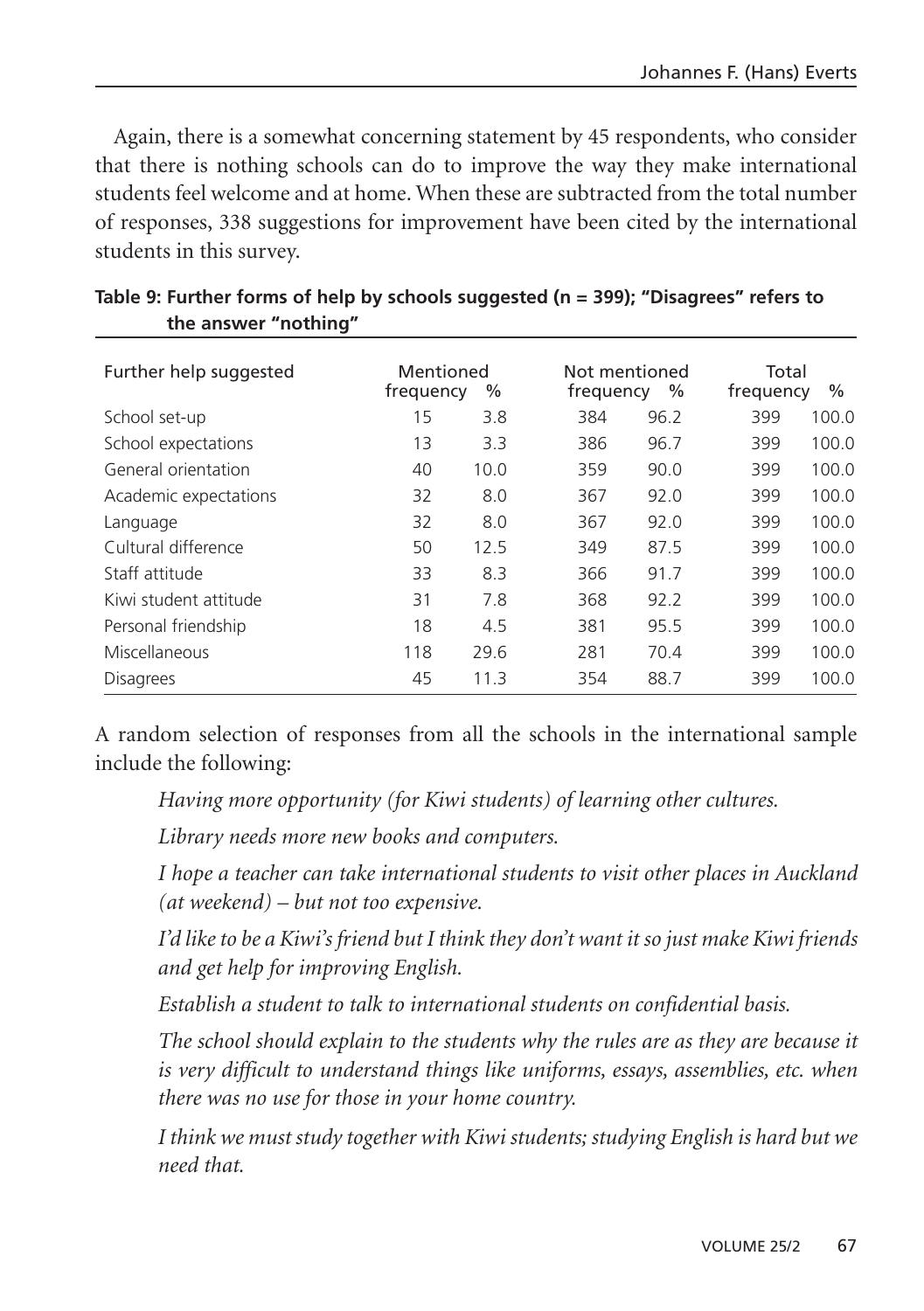Again, there is a somewhat concerning statement by 45 respondents, who consider that there is nothing schools can do to improve the way they make international students feel welcome and at home. When these are subtracted from the total number of responses, 338 suggestions for improvement have been cited by the international students in this survey.

**Table 9: Further forms of help by schools suggested (n = 399); "Disagrees" refers to the answer "nothing"**

| Further help suggested | Mentioned frequency | % | Not mentioned frequency | % | Total frequency | % |
|---|---|---|---|---|---|---|
| School set-up | 15 | 3.8 | 384 | 96.2 | 399 | 100.0 |
| School expectations | 13 | 3.3 | 386 | 96.7 | 399 | 100.0 |
| General orientation | 40 | 10.0 | 359 | 90.0 | 399 | 100.0 |
| Academic expectations | 32 | 8.0 | 367 | 92.0 | 399 | 100.0 |
| Language | 32 | 8.0 | 367 | 92.0 | 399 | 100.0 |
| Cultural difference | 50 | 12.5 | 349 | 87.5 | 399 | 100.0 |
| Staff attitude | 33 | 8.3 | 366 | 91.7 | 399 | 100.0 |
| Kiwi student attitude | 31 | 7.8 | 368 | 92.2 | 399 | 100.0 |
| Personal friendship | 18 | 4.5 | 381 | 95.5 | 399 | 100.0 |
| Miscellaneous | 118 | 29.6 | 281 | 70.4 | 399 | 100.0 |
| Disagrees | 45 | 11.3 | 354 | 88.7 | 399 | 100.0 |

A random selection of responses from all the schools in the international sample include the following:

*Having more opportunity (for Kiwi students) of learning other cultures.*

*Library needs more new books and computers.*

*I hope a teacher can take international students to visit other places in Auckland (at weekend) – but not too expensive.*

*I'd like to be a Kiwi's friend but I think they don't want it so just make Kiwi friends and get help for improving English.*

*Establish a student to talk to international students on confidential basis.*

*The school should explain to the students why the rules are as they are because it is very difficult to understand things like uniforms, essays, assemblies, etc. when there was no use for those in your home country.*

*I think we must study together with Kiwi students; studying English is hard but we need that.*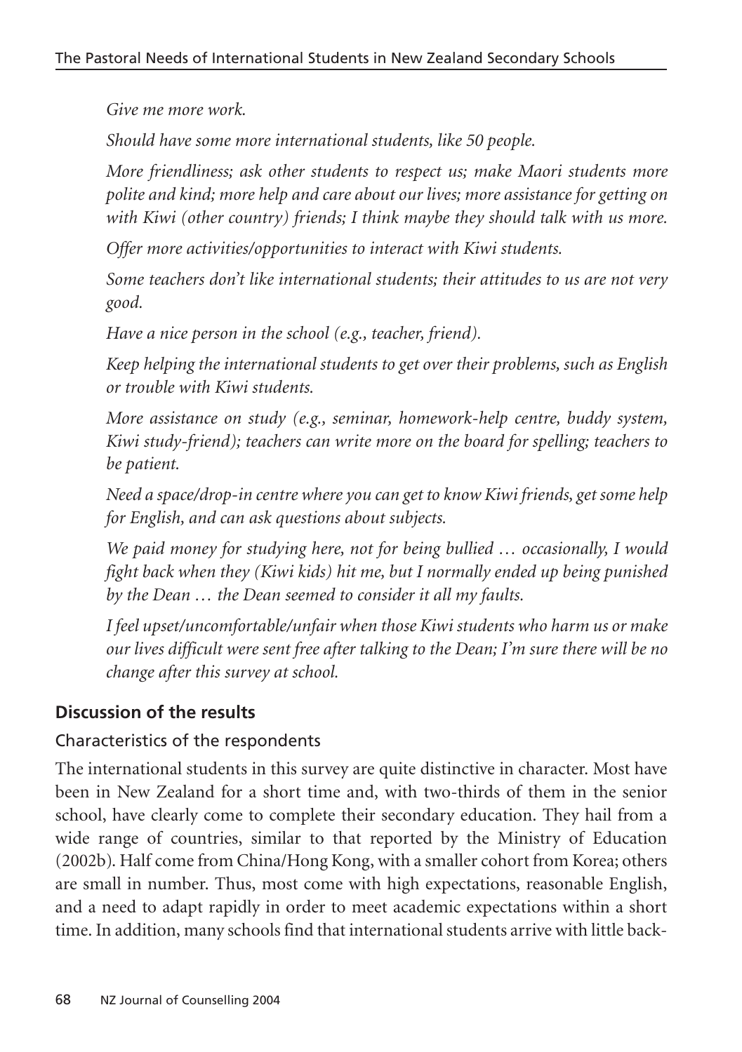*Give me more work.*

*Should have some more international students, like 50 people.*

*More friendliness; ask other students to respect us; make Maori students more polite and kind; more help and care about our lives; more assistance for getting on with Kiwi (other country) friends; I think maybe they should talk with us more.*

*Offer more activities/opportunities to interact with Kiwi students.*

*Some teachers don't like international students; their attitudes to us are not very good.*

*Have a nice person in the school (e.g., teacher, friend).*

*Keep helping the international students to get over their problems, such as English or trouble with Kiwi students.*

*More assistance on study (e.g., seminar, homework-help centre, buddy system, Kiwi study-friend); teachers can write more on the board for spelling; teachers to be patient.*

*Need a space/drop-in centre where you can get to know Kiwi friends, get some help for English, and can ask questions about subjects.*

*We paid money for studying here, not for being bullied … occasionally, I would fight back when they (Kiwi kids) hit me, but I normally ended up being punished by the Dean … the Dean seemed to consider it all my faults.*

*I feel upset/uncomfortable/unfair when those Kiwi students who harm us or make our lives difficult were sent free after talking to the Dean; I'm sure there will be no change after this survey at school.*

## Discussion of the results

### Characteristics of the respondents

The international students in this survey are quite distinctive in character. Most have been in New Zealand for a short time and, with two-thirds of them in the senior school, have clearly come to complete their secondary education. They hail from a wide range of countries, similar to that reported by the Ministry of Education (2002b). Half come from China/Hong Kong, with a smaller cohort from Korea; others are small in number. Thus, most come with high expectations, reasonable English, and a need to adapt rapidly in order to meet academic expectations within a short time. In addition, many schools find that international students arrive with little back-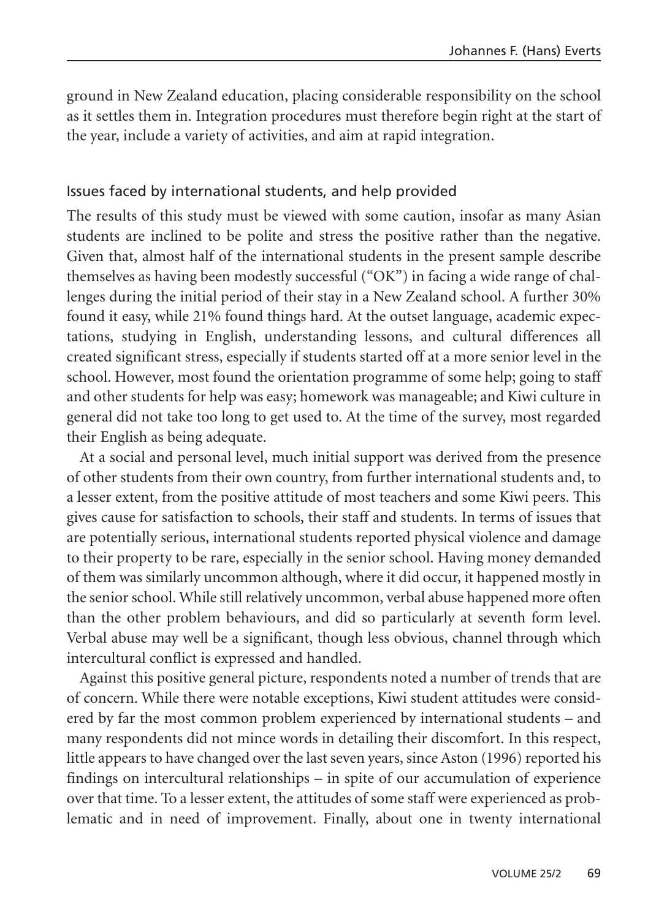ground in New Zealand education, placing considerable responsibility on the school as it settles them in. Integration procedures must therefore begin right at the start of the year, include a variety of activities, and aim at rapid integration.

### Issues faced by international students, and help provided

The results of this study must be viewed with some caution, insofar as many Asian students are inclined to be polite and stress the positive rather than the negative. Given that, almost half of the international students in the present sample describe themselves as having been modestly successful ("OK") in facing a wide range of challenges during the initial period of their stay in a New Zealand school. A further 30% found it easy, while 21% found things hard. At the outset language, academic expectations, studying in English, understanding lessons, and cultural differences all created significant stress, especially if students started off at a more senior level in the school. However, most found the orientation programme of some help; going to staff and other students for help was easy; homework was manageable; and Kiwi culture in general did not take too long to get used to. At the time of the survey, most regarded their English as being adequate.

At a social and personal level, much initial support was derived from the presence of other students from their own country, from further international students and, to a lesser extent, from the positive attitude of most teachers and some Kiwi peers. This gives cause for satisfaction to schools, their staff and students. In terms of issues that are potentially serious, international students reported physical violence and damage to their property to be rare, especially in the senior school. Having money demanded of them was similarly uncommon although, where it did occur, it happened mostly in the senior school. While still relatively uncommon, verbal abuse happened more often than the other problem behaviours, and did so particularly at seventh form level. Verbal abuse may well be a significant, though less obvious, channel through which intercultural conflict is expressed and handled.

Against this positive general picture, respondents noted a number of trends that are of concern. While there were notable exceptions, Kiwi student attitudes were considered by far the most common problem experienced by international students – and many respondents did not mince words in detailing their discomfort. In this respect, little appears to have changed over the last seven years, since Aston (1996) reported his findings on intercultural relationships – in spite of our accumulation of experience over that time. To a lesser extent, the attitudes of some staff were experienced as problematic and in need of improvement. Finally, about one in twenty international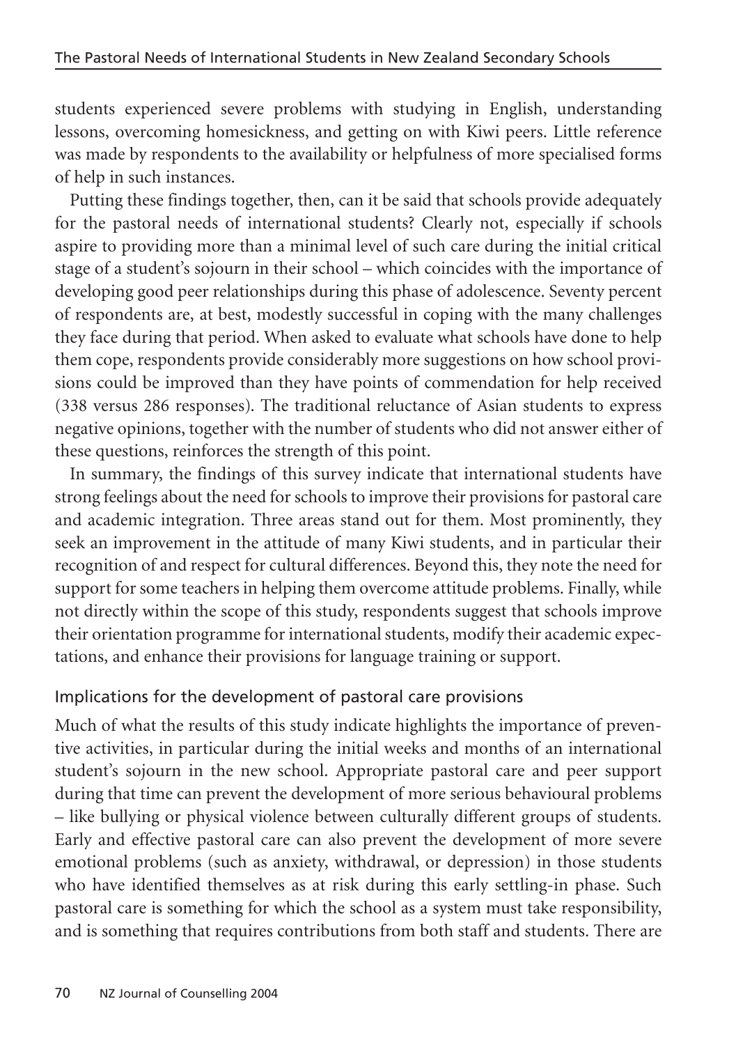students experienced severe problems with studying in English, understanding lessons, overcoming homesickness, and getting on with Kiwi peers. Little reference was made by respondents to the availability or helpfulness of more specialised forms of help in such instances.

Putting these findings together, then, can it be said that schools provide adequately for the pastoral needs of international students? Clearly not, especially if schools aspire to providing more than a minimal level of such care during the initial critical stage of a student's sojourn in their school – which coincides with the importance of developing good peer relationships during this phase of adolescence. Seventy percent of respondents are, at best, modestly successful in coping with the many challenges they face during that period. When asked to evaluate what schools have done to help them cope, respondents provide considerably more suggestions on how school provisions could be improved than they have points of commendation for help received (338 versus 286 responses). The traditional reluctance of Asian students to express negative opinions, together with the number of students who did not answer either of these questions, reinforces the strength of this point.

In summary, the findings of this survey indicate that international students have strong feelings about the need for schools to improve their provisions for pastoral care and academic integration. Three areas stand out for them. Most prominently, they seek an improvement in the attitude of many Kiwi students, and in particular their recognition of and respect for cultural differences. Beyond this, they note the need for support for some teachers in helping them overcome attitude problems. Finally, while not directly within the scope of this study, respondents suggest that schools improve their orientation programme for international students, modify their academic expectations, and enhance their provisions for language training or support.

## Implications for the development of pastoral care provisions

Much of what the results of this study indicate highlights the importance of preventive activities, in particular during the initial weeks and months of an international student's sojourn in the new school. Appropriate pastoral care and peer support during that time can prevent the development of more serious behavioural problems – like bullying or physical violence between culturally different groups of students. Early and effective pastoral care can also prevent the development of more severe emotional problems (such as anxiety, withdrawal, or depression) in those students who have identified themselves as at risk during this early settling-in phase. Such pastoral care is something for which the school as a system must take responsibility, and is something that requires contributions from both staff and students. There are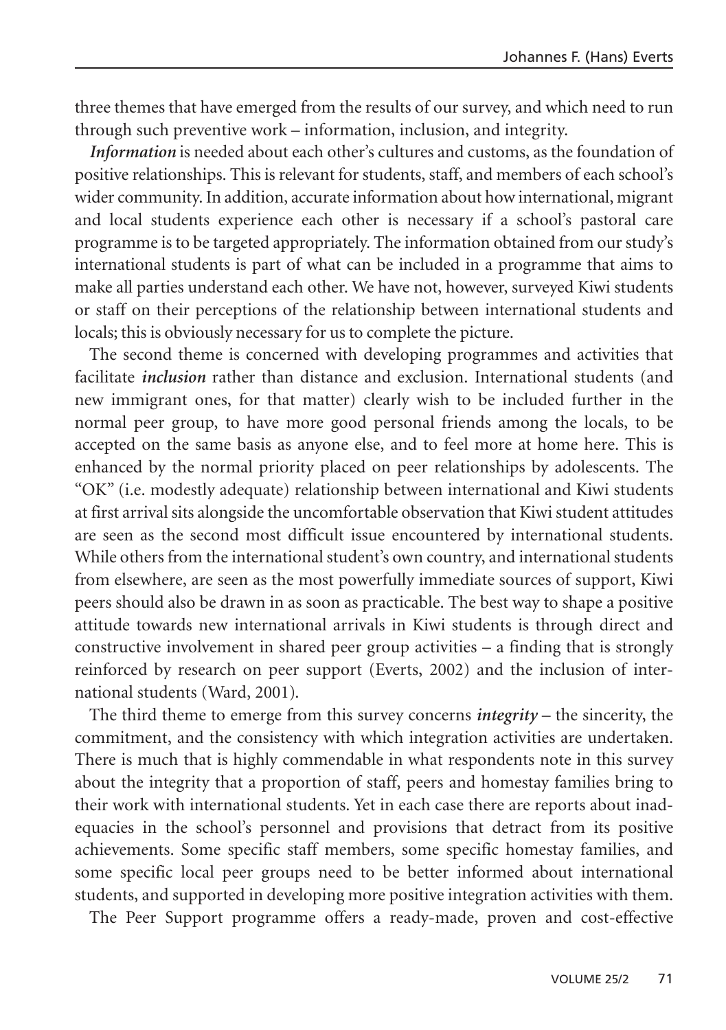three themes that have emerged from the results of our survey, and which need to run through such preventive work – information, inclusion, and integrity.

***Information*** is needed about each other's cultures and customs, as the foundation of positive relationships. This is relevant for students, staff, and members of each school's wider community. In addition, accurate information about how international, migrant and local students experience each other is necessary if a school's pastoral care programme is to be targeted appropriately. The information obtained from our study's international students is part of what can be included in a programme that aims to make all parties understand each other. We have not, however, surveyed Kiwi students or staff on their perceptions of the relationship between international students and locals; this is obviously necessary for us to complete the picture.

The second theme is concerned with developing programmes and activities that facilitate ***inclusion*** rather than distance and exclusion. International students (and new immigrant ones, for that matter) clearly wish to be included further in the normal peer group, to have more good personal friends among the locals, to be accepted on the same basis as anyone else, and to feel more at home here. This is enhanced by the normal priority placed on peer relationships by adolescents. The "OK" (i.e. modestly adequate) relationship between international and Kiwi students at first arrival sits alongside the uncomfortable observation that Kiwi student attitudes are seen as the second most difficult issue encountered by international students. While others from the international student's own country, and international students from elsewhere, are seen as the most powerfully immediate sources of support, Kiwi peers should also be drawn in as soon as practicable. The best way to shape a positive attitude towards new international arrivals in Kiwi students is through direct and constructive involvement in shared peer group activities – a finding that is strongly reinforced by research on peer support (Everts, 2002) and the inclusion of international students (Ward, 2001).

The third theme to emerge from this survey concerns ***integrity*** – the sincerity, the commitment, and the consistency with which integration activities are undertaken. There is much that is highly commendable in what respondents note in this survey about the integrity that a proportion of staff, peers and homestay families bring to their work with international students. Yet in each case there are reports about inadequacies in the school's personnel and provisions that detract from its positive achievements. Some specific staff members, some specific homestay families, and some specific local peer groups need to be better informed about international students, and supported in developing more positive integration activities with them.

The Peer Support programme offers a ready-made, proven and cost-effective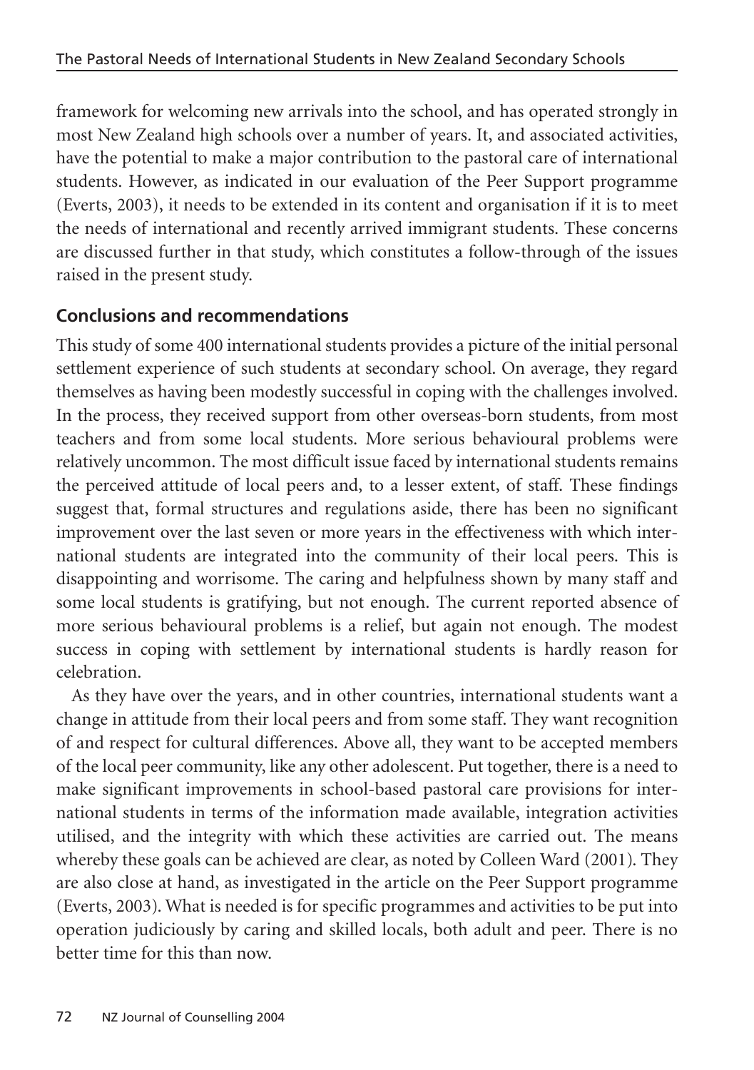framework for welcoming new arrivals into the school, and has operated strongly in most New Zealand high schools over a number of years. It, and associated activities, have the potential to make a major contribution to the pastoral care of international students. However, as indicated in our evaluation of the Peer Support programme (Everts, 2003), it needs to be extended in its content and organisation if it is to meet the needs of international and recently arrived immigrant students. These concerns are discussed further in that study, which constitutes a follow-through of the issues raised in the present study.

## Conclusions and recommendations

This study of some 400 international students provides a picture of the initial personal settlement experience of such students at secondary school. On average, they regard themselves as having been modestly successful in coping with the challenges involved. In the process, they received support from other overseas-born students, from most teachers and from some local students. More serious behavioural problems were relatively uncommon. The most difficult issue faced by international students remains the perceived attitude of local peers and, to a lesser extent, of staff. These findings suggest that, formal structures and regulations aside, there has been no significant improvement over the last seven or more years in the effectiveness with which international students are integrated into the community of their local peers. This is disappointing and worrisome. The caring and helpfulness shown by many staff and some local students is gratifying, but not enough. The current reported absence of more serious behavioural problems is a relief, but again not enough. The modest success in coping with settlement by international students is hardly reason for celebration.

As they have over the years, and in other countries, international students want a change in attitude from their local peers and from some staff. They want recognition of and respect for cultural differences. Above all, they want to be accepted members of the local peer community, like any other adolescent. Put together, there is a need to make significant improvements in school-based pastoral care provisions for international students in terms of the information made available, integration activities utilised, and the integrity with which these activities are carried out. The means whereby these goals can be achieved are clear, as noted by Colleen Ward (2001). They are also close at hand, as investigated in the article on the Peer Support programme (Everts, 2003). What is needed is for specific programmes and activities to be put into operation judiciously by caring and skilled locals, both adult and peer. There is no better time for this than now.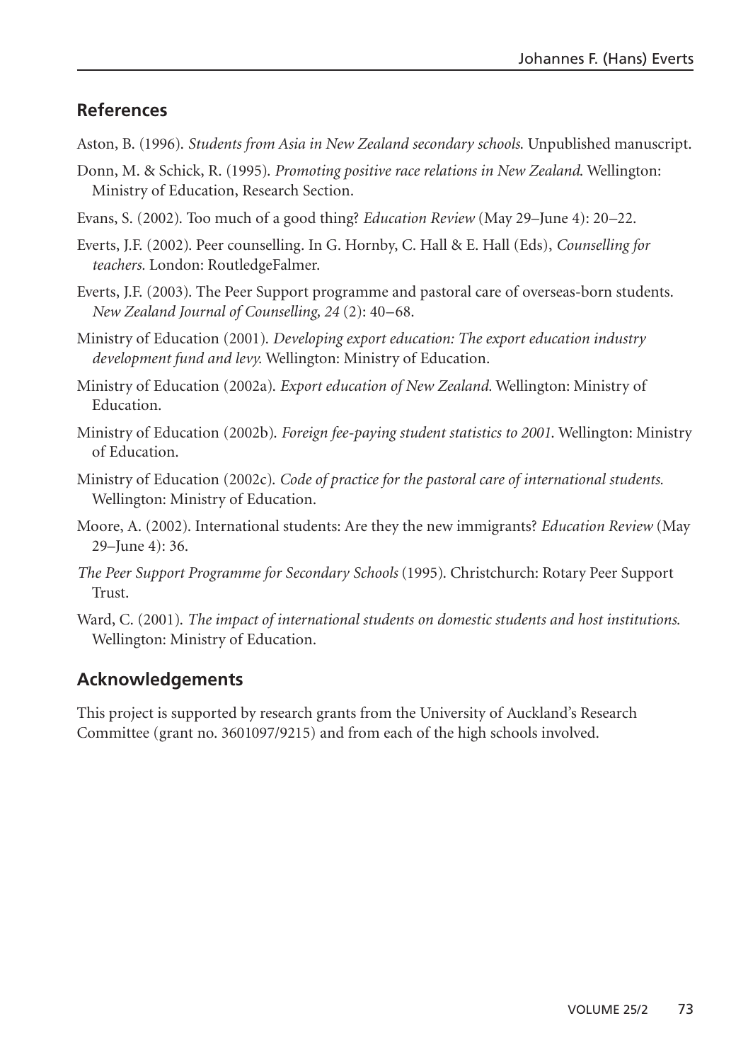## References

Aston, B. (1996). *Students from Asia in New Zealand secondary schools.* Unpublished manuscript.

Donn, M. & Schick, R. (1995). *Promoting positive race relations in New Zealand.* Wellington: Ministry of Education, Research Section.

Evans, S. (2002). Too much of a good thing? *Education Review* (May 29–June 4): 20–22.

Everts, J.F. (2002). Peer counselling. In G. Hornby, C. Hall & E. Hall (Eds), *Counselling for teachers.* London: RoutledgeFalmer.

Everts, J.F. (2003). The Peer Support programme and pastoral care of overseas-born students. *New Zealand Journal of Counselling, 24* (2): 40–68.

Ministry of Education (2001). *Developing export education: The export education industry development fund and levy.* Wellington: Ministry of Education.

Ministry of Education (2002a). *Export education of New Zealand.* Wellington: Ministry of Education.

Ministry of Education (2002b). *Foreign fee-paying student statistics to 2001.* Wellington: Ministry of Education.

Ministry of Education (2002c). *Code of practice for the pastoral care of international students.* Wellington: Ministry of Education.

Moore, A. (2002). International students: Are they the new immigrants? *Education Review* (May 29–June 4): 36.

*The Peer Support Programme for Secondary Schools* (1995). Christchurch: Rotary Peer Support Trust.

Ward, C. (2001). *The impact of international students on domestic students and host institutions.* Wellington: Ministry of Education.

## Acknowledgements

This project is supported by research grants from the University of Auckland's Research Committee (grant no. 3601097/9215) and from each of the high schools involved.